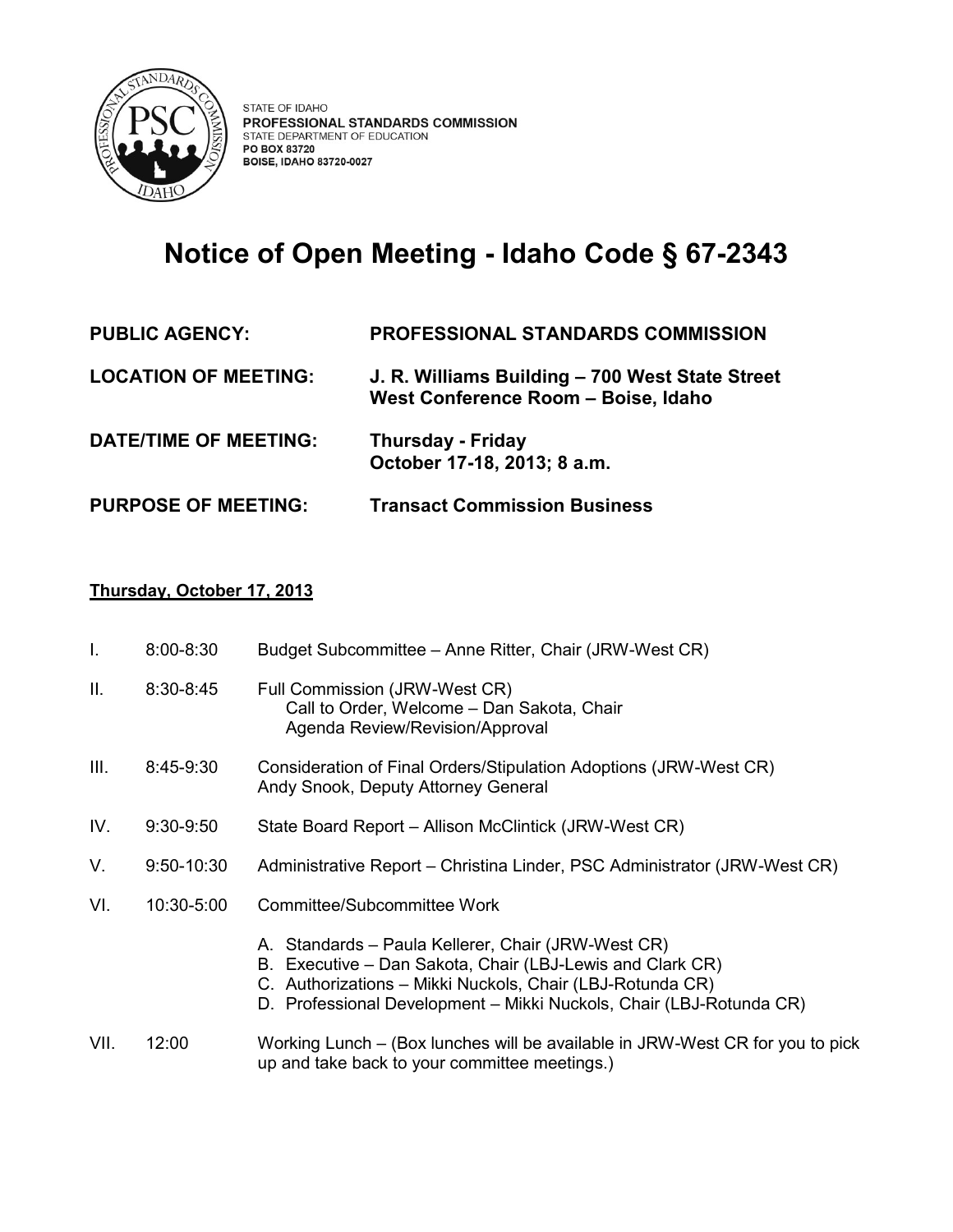STATE OF IDAHO
**PROFESSIONAL STANDARDS COMMISSION**
STATE DEPARTMENT OF EDUCATION
**PO BOX 83720**
**BOISE, IDAHO 83720-0027**

# Notice of Open Meeting - Idaho Code § 67-2343

| | |
|---|---|
| **PUBLIC AGENCY:** | **PROFESSIONAL STANDARDS COMMISSION** |
| **LOCATION OF MEETING:** | **J. R. Williams Building – 700 West State Street West Conference Room – Boise, Idaho** |
| **DATE/TIME OF MEETING:** | **Thursday - Friday October 17-18, 2013; 8 a.m.** |
| **PURPOSE OF MEETING:** | **Transact Commission Business** |

**Thursday, October 17, 2013**

I. 8:00-8:30 Budget Subcommittee – Anne Ritter, Chair (JRW-West CR)

II. 8:30-8:45 Full Commission (JRW-West CR)
Call to Order, Welcome – Dan Sakota, Chair
Agenda Review/Revision/Approval

III. 8:45-9:30 Consideration of Final Orders/Stipulation Adoptions (JRW-West CR)
Andy Snook, Deputy Attorney General

IV. 9:30-9:50 State Board Report – Allison McClintick (JRW-West CR)

V. 9:50-10:30 Administrative Report – Christina Linder, PSC Administrator (JRW-West CR)

VI. 10:30-5:00 Committee/Subcommittee Work

A. Standards – Paula Kellerer, Chair (JRW-West CR)
B. Executive – Dan Sakota, Chair (LBJ-Lewis and Clark CR)
C. Authorizations – Mikki Nuckols, Chair (LBJ-Rotunda CR)
D. Professional Development – Mikki Nuckols, Chair (LBJ-Rotunda CR)

VII. 12:00 Working Lunch – (Box lunches will be available in JRW-West CR for you to pick up and take back to your committee meetings.)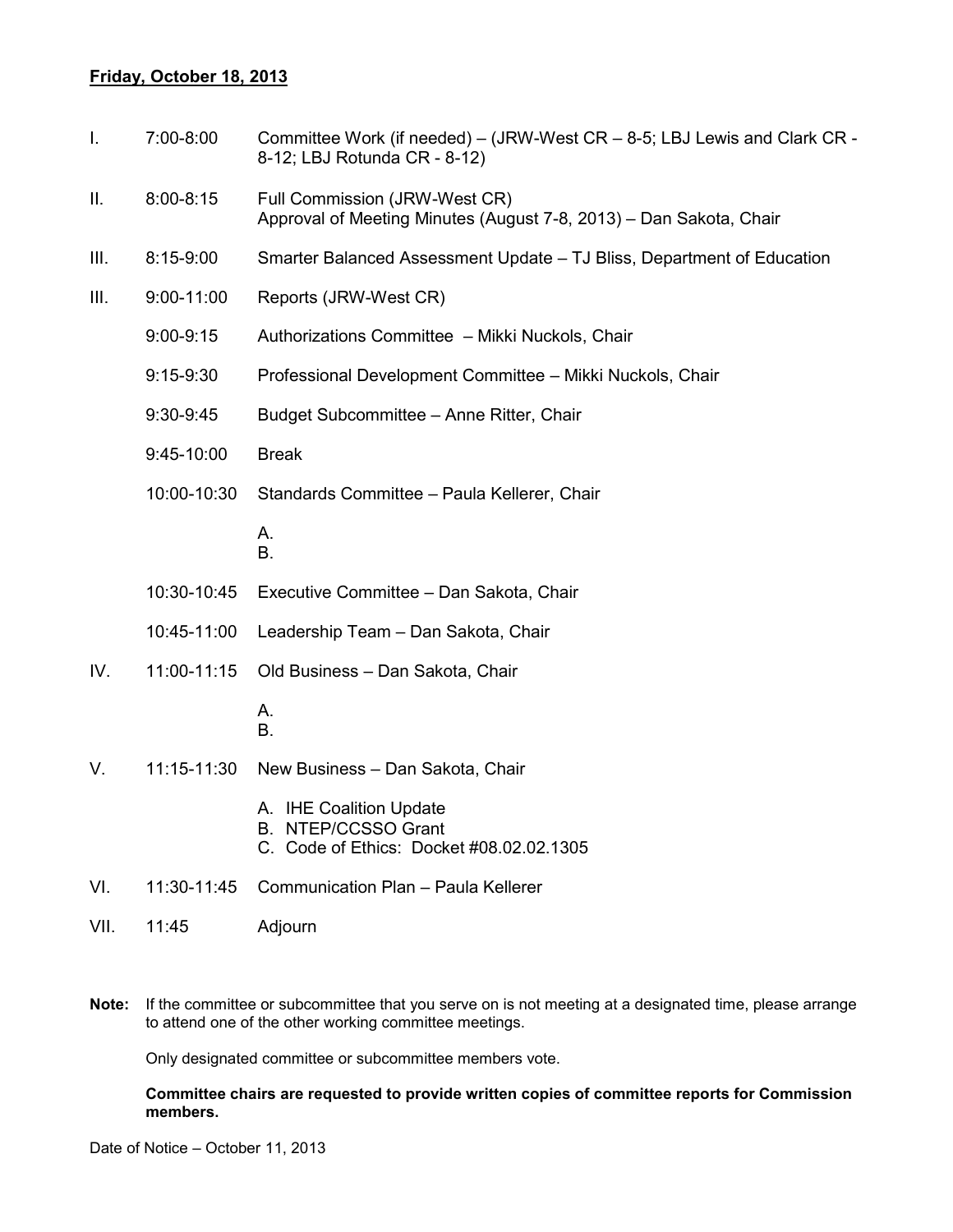**Friday, October 18, 2013**

| | | |
|---|---|---|
| I. | 7:00-8:00 | Committee Work (if needed) – (JRW-West CR – 8-5; LBJ Lewis and Clark CR - 8-12; LBJ Rotunda CR - 8-12) |
| II. | 8:00-8:15 | Full Commission (JRW-West CR)<br>Approval of Meeting Minutes (August 7-8, 2013) – Dan Sakota, Chair |
| III. | 8:15-9:00 | Smarter Balanced Assessment Update – TJ Bliss, Department of Education |
| III. | 9:00-11:00 | Reports (JRW-West CR) |
| | 9:00-9:15 | Authorizations Committee – Mikki Nuckols, Chair |
| | 9:15-9:30 | Professional Development Committee – Mikki Nuckols, Chair |
| | 9:30-9:45 | Budget Subcommittee – Anne Ritter, Chair |
| | 9:45-10:00 | Break |
| | 10:00-10:30 | Standards Committee – Paula Kellerer, Chair<br>A.<br>B. |
| | 10:30-10:45 | Executive Committee – Dan Sakota, Chair |
| | 10:45-11:00 | Leadership Team – Dan Sakota, Chair |
| IV. | 11:00-11:15 | Old Business – Dan Sakota, Chair<br>A.<br>B. |
| V. | 11:15-11:30 | New Business – Dan Sakota, Chair<br>A. IHE Coalition Update<br>B. NTEP/CCSSO Grant<br>C. Code of Ethics: Docket #08.02.02.1305 |
| VI. | 11:30-11:45 | Communication Plan – Paula Kellerer |
| VII. | 11:45 | Adjourn |

**Note:** If the committee or subcommittee that you serve on is not meeting at a designated time, please arrange to attend one of the other working committee meetings.

Only designated committee or subcommittee members vote.

**Committee chairs are requested to provide written copies of committee reports for Commission members.**

Date of Notice – October 11, 2013